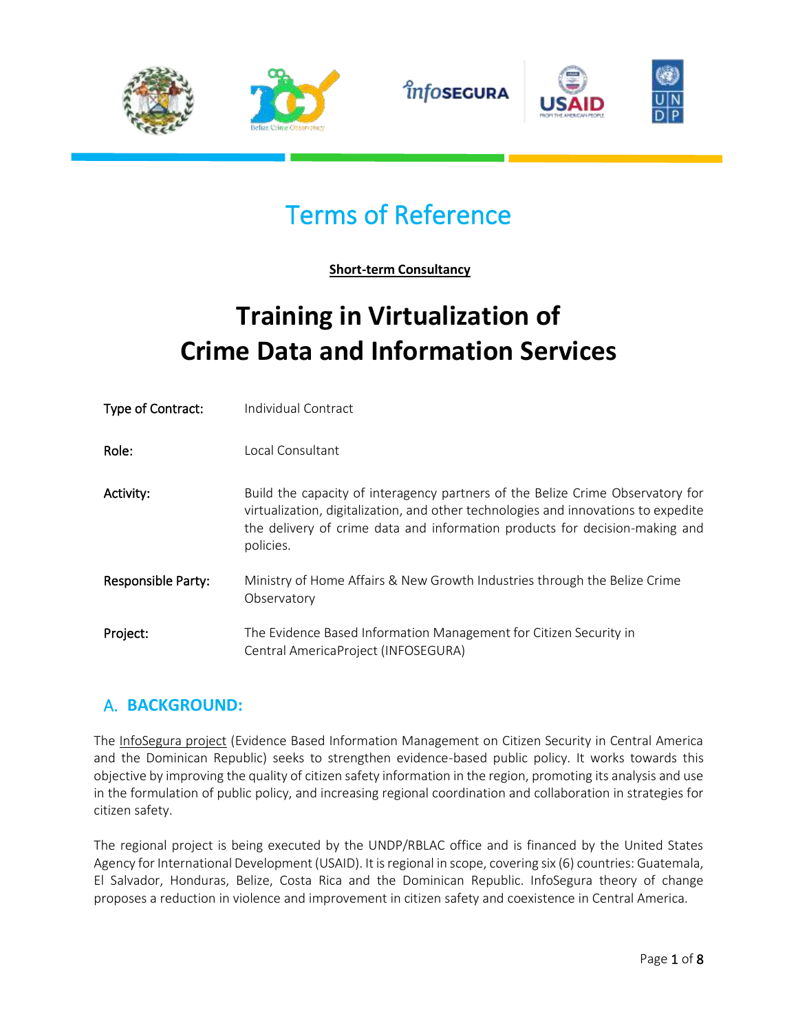# Terms of Reference

**Short-term Consultancy**

# Training in Virtualization of Crime Data and Information Services

| | |
|---|---|
| Type of Contract: | Individual Contract |
| Role: | Local Consultant |
| Activity: | Build the capacity of interagency partners of the Belize Crime Observatory for virtualization, digitalization, and other technologies and innovations to expedite the delivery of crime data and information products for decision-making and policies. |
| Responsible Party: | Ministry of Home Affairs & New Growth Industries through the Belize Crime Observatory |
| Project: | The Evidence Based Information Management for Citizen Security in Central AmericaProject (INFOSEGURA) |

## A. BACKGROUND:

The InfoSegura project (Evidence Based Information Management on Citizen Security in Central America and the Dominican Republic) seeks to strengthen evidence-based public policy. It works towards this objective by improving the quality of citizen safety information in the region, promoting its analysis and use in the formulation of public policy, and increasing regional coordination and collaboration in strategies for citizen safety.

The regional project is being executed by the UNDP/RBLAC office and is financed by the United States Agency for International Development (USAID). It is regional in scope, covering six (6) countries: Guatemala, El Salvador, Honduras, Belize, Costa Rica and the Dominican Republic. InfoSegura theory of change proposes a reduction in violence and improvement in citizen safety and coexistence in Central America.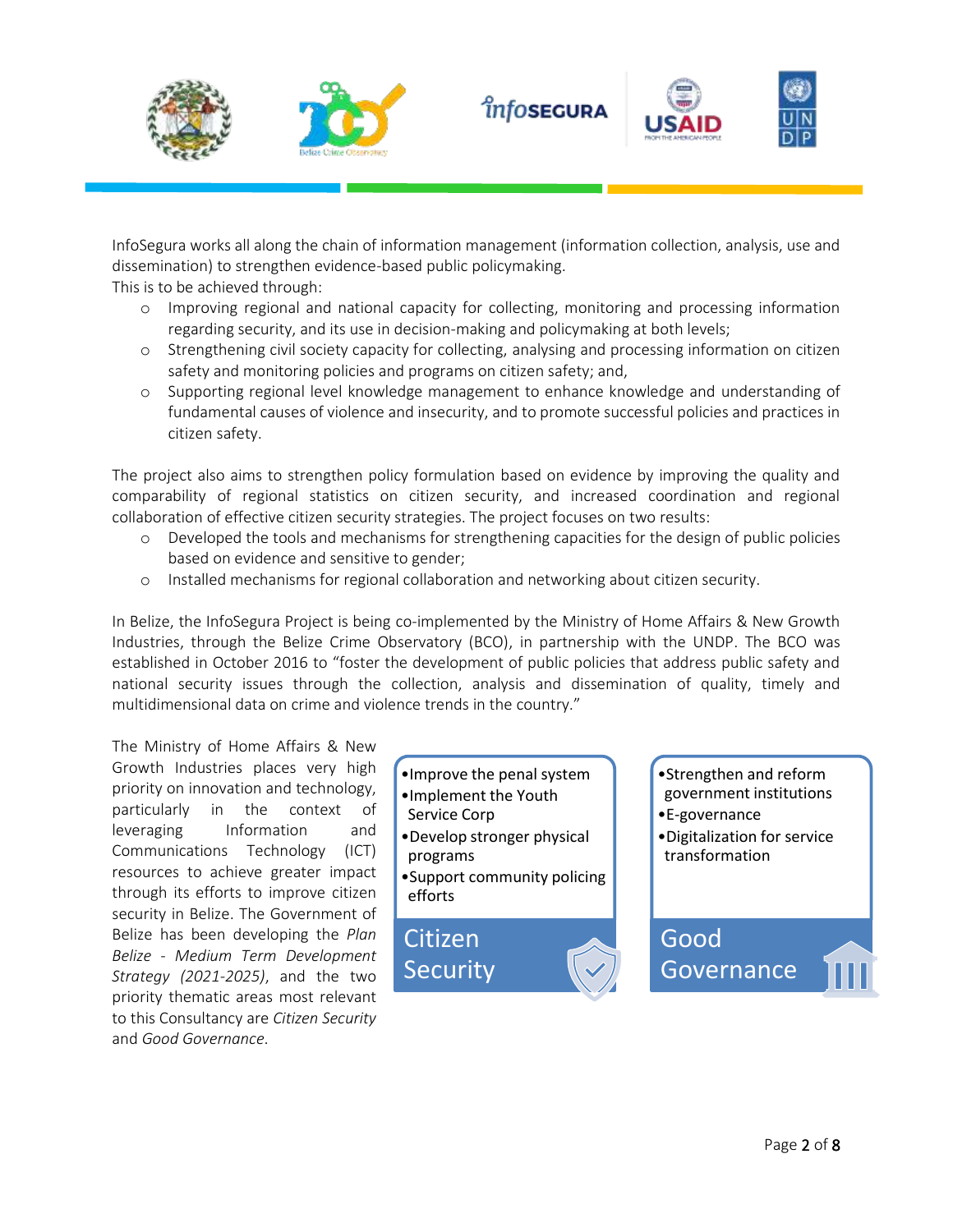InfoSegura works all along the chain of information management (information collection, analysis, use and dissemination) to strengthen evidence-based public policymaking.
This is to be achieved through:

- Improving regional and national capacity for collecting, monitoring and processing information regarding security, and its use in decision-making and policymaking at both levels;
- Strengthening civil society capacity for collecting, analysing and processing information on citizen safety and monitoring policies and programs on citizen safety; and,
- Supporting regional level knowledge management to enhance knowledge and understanding of fundamental causes of violence and insecurity, and to promote successful policies and practices in citizen safety.

The project also aims to strengthen policy formulation based on evidence by improving the quality and comparability of regional statistics on citizen security, and increased coordination and regional collaboration of effective citizen security strategies. The project focuses on two results:

- Developed the tools and mechanisms for strengthening capacities for the design of public policies based on evidence and sensitive to gender;
- Installed mechanisms for regional collaboration and networking about citizen security.

In Belize, the InfoSegura Project is being co-implemented by the Ministry of Home Affairs & New Growth Industries, through the Belize Crime Observatory (BCO), in partnership with the UNDP. The BCO was established in October 2016 to "foster the development of public policies that address public safety and national security issues through the collection, analysis and dissemination of quality, timely and multidimensional data on crime and violence trends in the country."

The Ministry of Home Affairs & New Growth Industries places very high priority on innovation and technology, particularly in the context of leveraging Information and Communications Technology (ICT) resources to achieve greater impact through its efforts to improve citizen security in Belize. The Government of Belize has been developing the *Plan Belize - Medium Term Development Strategy (2021-2025)*, and the two priority thematic areas most relevant to this Consultancy are *Citizen Security* and *Good Governance*.

**Citizen Security**

- Improve the penal system
- Implement the Youth Service Corp
- Develop stronger physical programs
- Support community policing efforts

**Good Governance**

- Strengthen and reform government institutions
- E-governance
- Digitalization for service transformation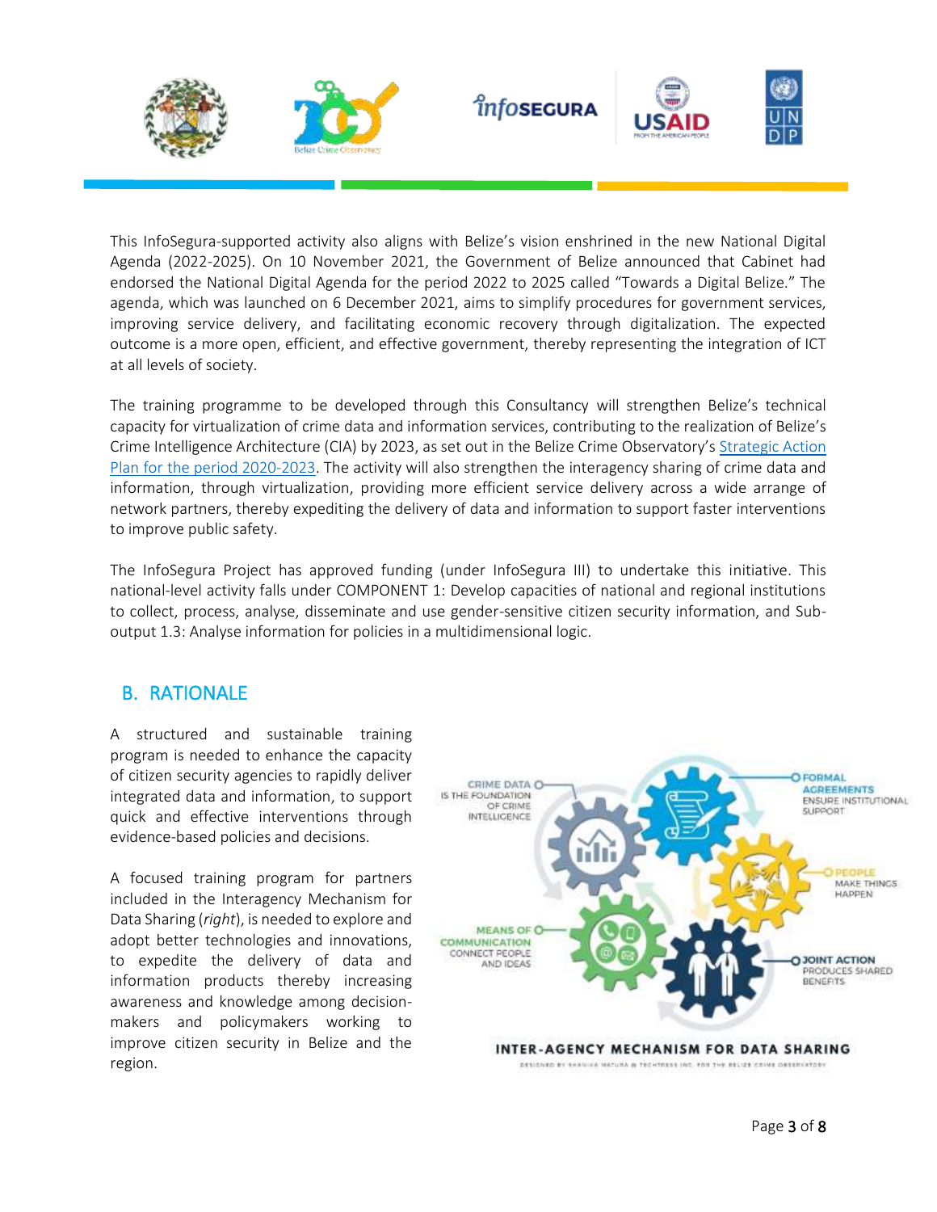This InfoSegura-supported activity also aligns with Belize's vision enshrined in the new National Digital Agenda (2022-2025). On 10 November 2021, the Government of Belize announced that Cabinet had endorsed the National Digital Agenda for the period 2022 to 2025 called "Towards a Digital Belize." The agenda, which was launched on 6 December 2021, aims to simplify procedures for government services, improving service delivery, and facilitating economic recovery through digitalization. The expected outcome is a more open, efficient, and effective government, thereby representing the integration of ICT at all levels of society.

The training programme to be developed through this Consultancy will strengthen Belize's technical capacity for virtualization of crime data and information services, contributing to the realization of Belize's Crime Intelligence Architecture (CIA) by 2023, as set out in the Belize Crime Observatory's Strategic Action Plan for the period 2020-2023. The activity will also strengthen the interagency sharing of crime data and information, through virtualization, providing more efficient service delivery across a wide arrange of network partners, thereby expediting the delivery of data and information to support faster interventions to improve public safety.

The InfoSegura Project has approved funding (under InfoSegura III) to undertake this initiative. This national-level activity falls under COMPONENT 1: Develop capacities of national and regional institutions to collect, process, analyse, disseminate and use gender-sensitive citizen security information, and Sub-output 1.3: Analyse information for policies in a multidimensional logic.

## B. RATIONALE

A structured and sustainable training program is needed to enhance the capacity of citizen security agencies to rapidly deliver integrated data and information, to support quick and effective interventions through evidence-based policies and decisions.

A focused training program for partners included in the Interagency Mechanism for Data Sharing (*right*), is needed to explore and adopt better technologies and innovations, to expedite the delivery of data and information products thereby increasing awareness and knowledge among decision-makers and policymakers working to improve citizen security in Belize and the region.

CRIME DATA IS THE FOUNDATION OF CRIME INTELLIGENCE

FORMAL AGREEMENTS ENSURE INSTITUTIONAL SUPPORT

PEOPLE MAKE THINGS HAPPEN

MEANS OF COMMUNICATION CONNECT PEOPLE AND IDEAS

JOINT ACTION PRODUCES SHARED BENEFITS

INTER-AGENCY MECHANISM FOR DATA SHARING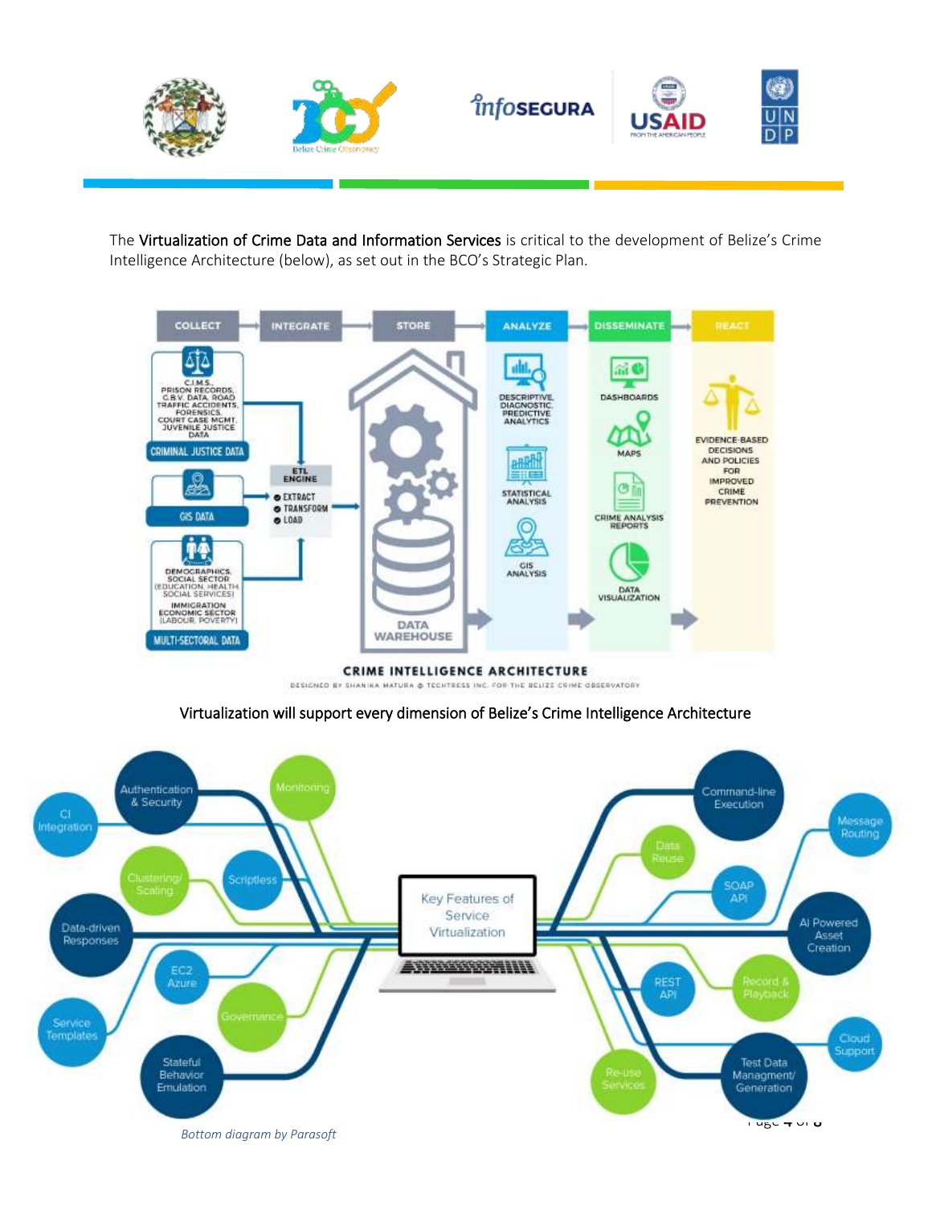The **Virtualization of Crime Data and Information Services** is critical to the development of Belize's Crime Intelligence Architecture (below), as set out in the BCO's Strategic Plan.

COLLECT → INTEGRATE → STORE → ANALYZE → DISSEMINATE → REACT

**CRIMINAL JUSTICE DATA**: C.I.M.S., PRISON RECORDS, C.B.V. DATA, ROAD TRAFFIC ACCIDENTS, FORENSICS, COURT CASE MGMT, JUVENILE JUSTICE DATA

**GIS DATA**

**MULTI-SECTORAL DATA**: DEMOGRAPHICS, SOCIAL SECTOR (EDUCATION, HEALTH, SOCIAL SERVICES), IMMIGRATION, ECONOMIC SECTOR (LABOUR, POVERTY)

**ETL ENGINE**: EXTRACT, TRANSFORM, LOAD

**DATA WAREHOUSE**

**ANALYZE**: DESCRIPTIVE, DIAGNOSTIC, PREDICTIVE ANALYTICS; STATISTICAL ANALYSIS; GIS ANALYSIS

**DISSEMINATE**: DASHBOARDS; MAPS; CRIME ANALYSIS REPORTS; DATA VISUALIZATION

**REACT**: EVIDENCE-BASED DECISIONS AND POLICIES FOR IMPROVED CRIME PREVENTION

**CRIME INTELLIGENCE ARCHITECTURE**

DESIGNED BY SHANIKA MATURA @ TECHTRESS INC. FOR THE BELIZE CRIME OBSERVATORY

Virtualization will support every dimension of Belize's Crime Intelligence Architecture

**Key Features of Service Virtualization**: CI Integration; Authentication & Security; Monitoring; Clustering/Scaling; Scriptless; Data-driven Responses; EC2 Azure; Governance; Service Templates; Stateful Behavior Emulation; Command-line Execution; Message Routing; Data Reuse; SOAP API; AI Powered Asset Creation; REST API; Record & Playback; Cloud Support; Test Data Managment/Generation; Re-use Services

*Bottom diagram by Parasoft*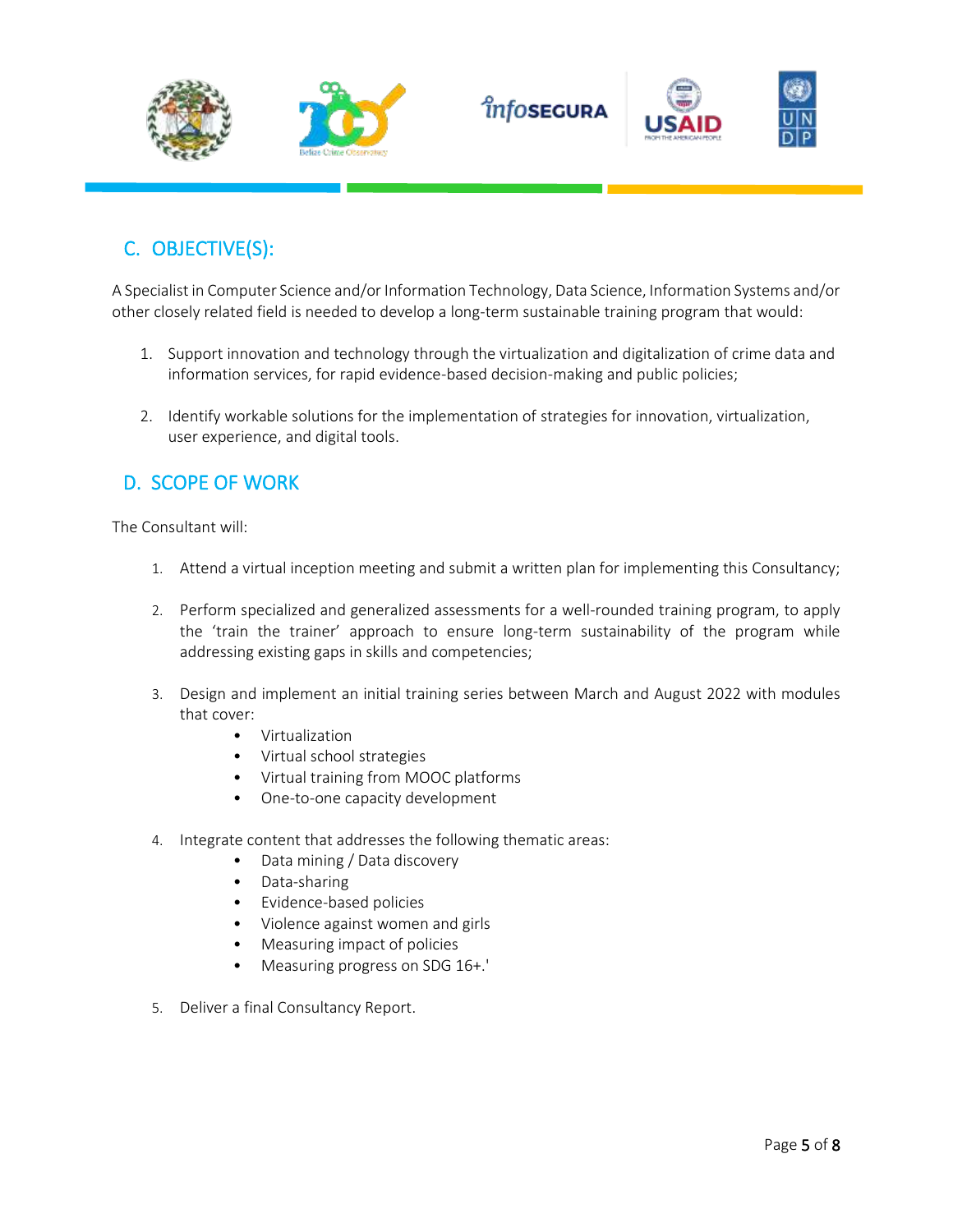## C. OBJECTIVE(S):

A Specialist in Computer Science and/or Information Technology, Data Science, Information Systems and/or other closely related field is needed to develop a long-term sustainable training program that would:

1. Support innovation and technology through the virtualization and digitalization of crime data and information services, for rapid evidence-based decision-making and public policies;

2. Identify workable solutions for the implementation of strategies for innovation, virtualization, user experience, and digital tools.

## D. SCOPE OF WORK

The Consultant will:

1. Attend a virtual inception meeting and submit a written plan for implementing this Consultancy;

2. Perform specialized and generalized assessments for a well-rounded training program, to apply the 'train the trainer' approach to ensure long-term sustainability of the program while addressing existing gaps in skills and competencies;

3. Design and implement an initial training series between March and August 2022 with modules that cover:
   - Virtualization
   - Virtual school strategies
   - Virtual training from MOOC platforms
   - One-to-one capacity development

4. Integrate content that addresses the following thematic areas:
   - Data mining / Data discovery
   - Data-sharing
   - Evidence-based policies
   - Violence against women and girls
   - Measuring impact of policies
   - Measuring progress on SDG 16+.'

5. Deliver a final Consultancy Report.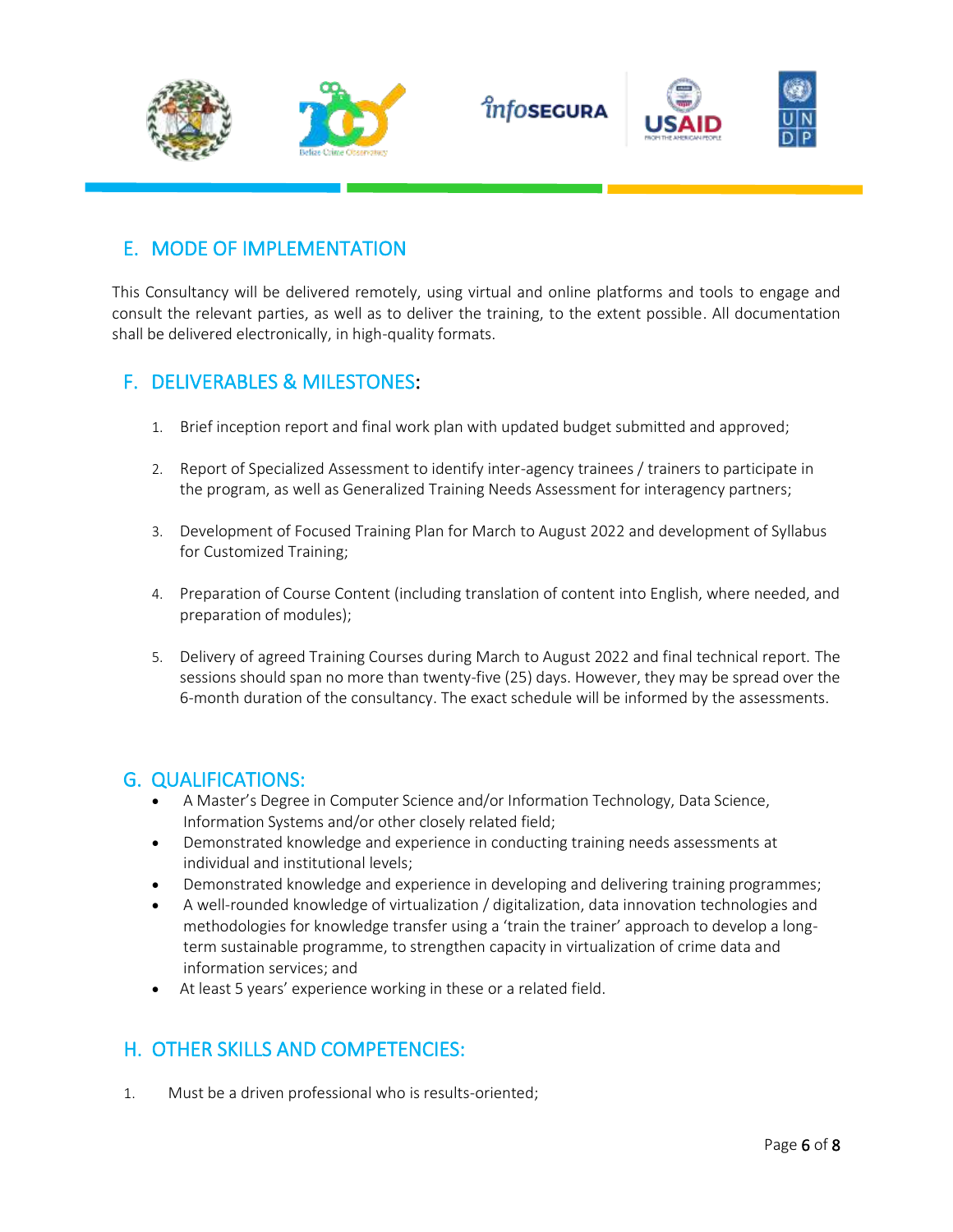## E. MODE OF IMPLEMENTATION

This Consultancy will be delivered remotely, using virtual and online platforms and tools to engage and consult the relevant parties, as well as to deliver the training, to the extent possible. All documentation shall be delivered electronically, in high-quality formats.

## F. DELIVERABLES & MILESTONES:

1. Brief inception report and final work plan with updated budget submitted and approved;

2. Report of Specialized Assessment to identify inter-agency trainees / trainers to participate in the program, as well as Generalized Training Needs Assessment for interagency partners;

3. Development of Focused Training Plan for March to August 2022 and development of Syllabus for Customized Training;

4. Preparation of Course Content (including translation of content into English, where needed, and preparation of modules);

5. Delivery of agreed Training Courses during March to August 2022 and final technical report. The sessions should span no more than twenty-five (25) days. However, they may be spread over the 6-month duration of the consultancy. The exact schedule will be informed by the assessments.

## G. QUALIFICATIONS:

- A Master's Degree in Computer Science and/or Information Technology, Data Science, Information Systems and/or other closely related field;
- Demonstrated knowledge and experience in conducting training needs assessments at individual and institutional levels;
- Demonstrated knowledge and experience in developing and delivering training programmes;
- A well-rounded knowledge of virtualization / digitalization, data innovation technologies and methodologies for knowledge transfer using a 'train the trainer' approach to develop a long-term sustainable programme, to strengthen capacity in virtualization of crime data and information services; and
- At least 5 years' experience working in these or a related field.

## H. OTHER SKILLS AND COMPETENCIES:

1. Must be a driven professional who is results-oriented;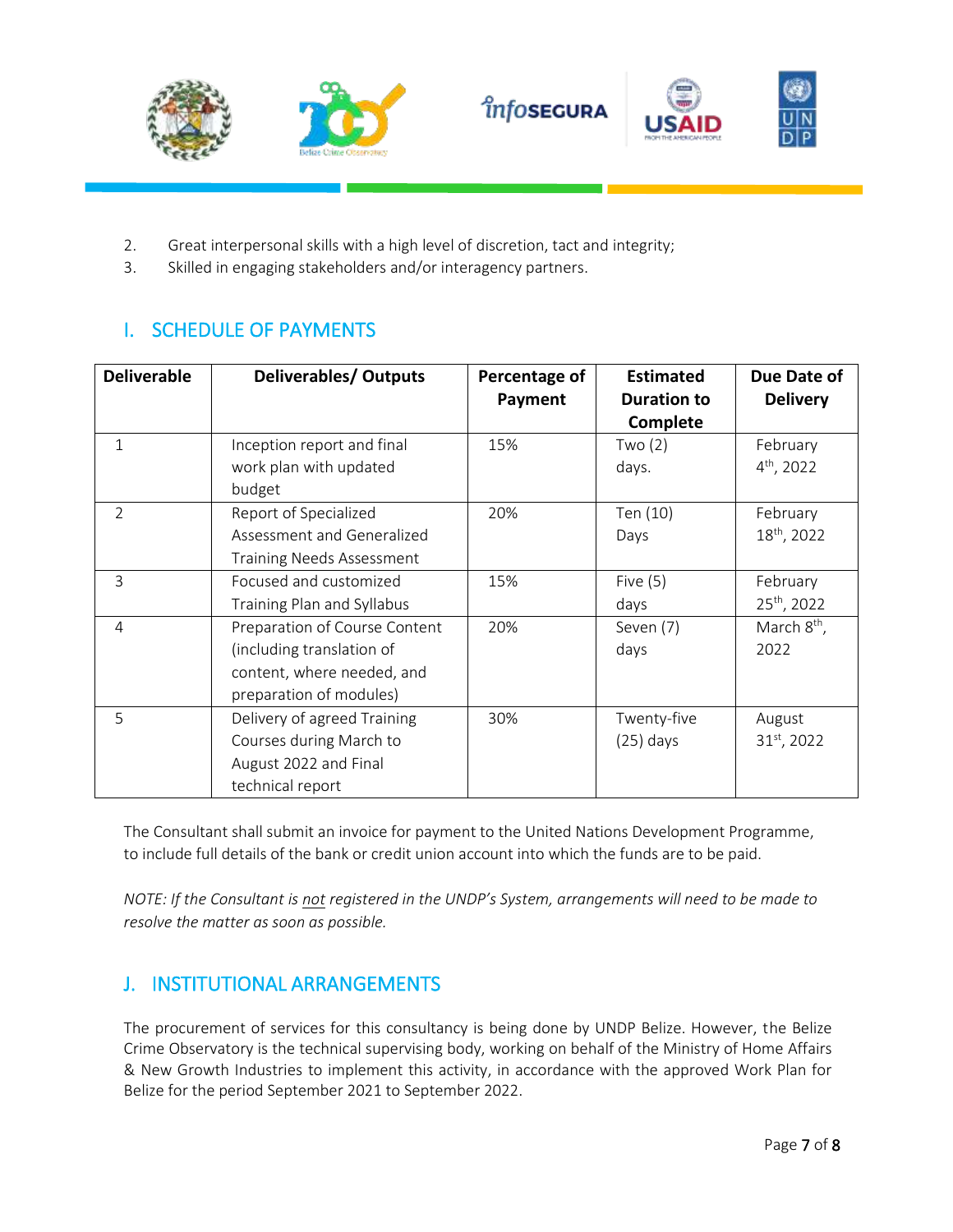2. Great interpersonal skills with a high level of discretion, tact and integrity;
3. Skilled in engaging stakeholders and/or interagency partners.

## I. SCHEDULE OF PAYMENTS

| Deliverable | Deliverables/ Outputs | Percentage of Payment | Estimated Duration to Complete | Due Date of Delivery |
|---|---|---|---|---|
| 1 | Inception report and final work plan with updated budget | 15% | Two (2) days. | February 4th, 2022 |
| 2 | Report of Specialized Assessment and Generalized Training Needs Assessment | 20% | Ten (10) Days | February 18th, 2022 |
| 3 | Focused and customized Training Plan and Syllabus | 15% | Five (5) days | February 25th, 2022 |
| 4 | Preparation of Course Content (including translation of content, where needed, and preparation of modules) | 20% | Seven (7) days | March 8th, 2022 |
| 5 | Delivery of agreed Training Courses during March to August 2022 and Final technical report | 30% | Twenty-five (25) days | August 31st, 2022 |

The Consultant shall submit an invoice for payment to the United Nations Development Programme, to include full details of the bank or credit union account into which the funds are to be paid.

*NOTE: If the Consultant is not registered in the UNDP's System, arrangements will need to be made to resolve the matter as soon as possible.*

## J. INSTITUTIONAL ARRANGEMENTS

The procurement of services for this consultancy is being done by UNDP Belize. However, the Belize Crime Observatory is the technical supervising body, working on behalf of the Ministry of Home Affairs & New Growth Industries to implement this activity, in accordance with the approved Work Plan for Belize for the period September 2021 to September 2022.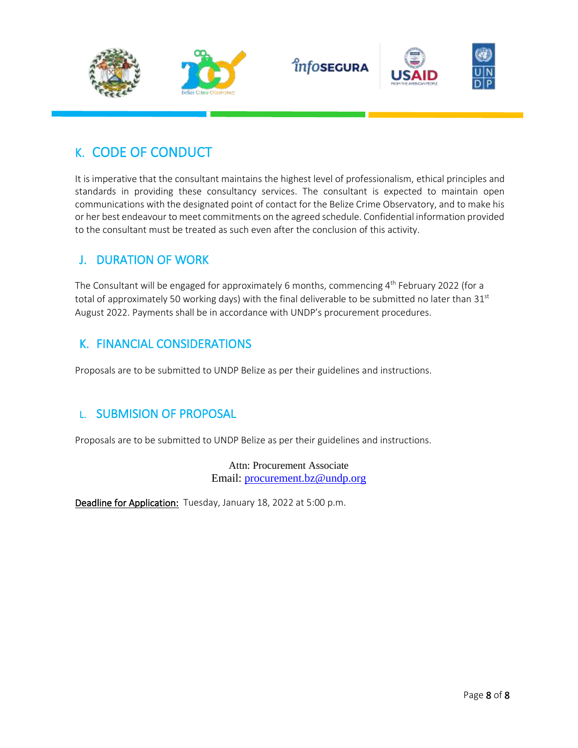## K. CODE OF CONDUCT

It is imperative that the consultant maintains the highest level of professionalism, ethical principles and standards in providing these consultancy services. The consultant is expected to maintain open communications with the designated point of contact for the Belize Crime Observatory, and to make his or her best endeavour to meet commitments on the agreed schedule. Confidential information provided to the consultant must be treated as such even after the conclusion of this activity.

## J. DURATION OF WORK

The Consultant will be engaged for approximately 6 months, commencing 4th February 2022 (for a total of approximately 50 working days) with the final deliverable to be submitted no later than 31st August 2022. Payments shall be in accordance with UNDP's procurement procedures.

## K. FINANCIAL CONSIDERATIONS

Proposals are to be submitted to UNDP Belize as per their guidelines and instructions.

## L. SUBMISION OF PROPOSAL

Proposals are to be submitted to UNDP Belize as per their guidelines and instructions.

Attn: Procurement Associate
Email: procurement.bz@undp.org

**Deadline for Application:** Tuesday, January 18, 2022 at 5:00 p.m.